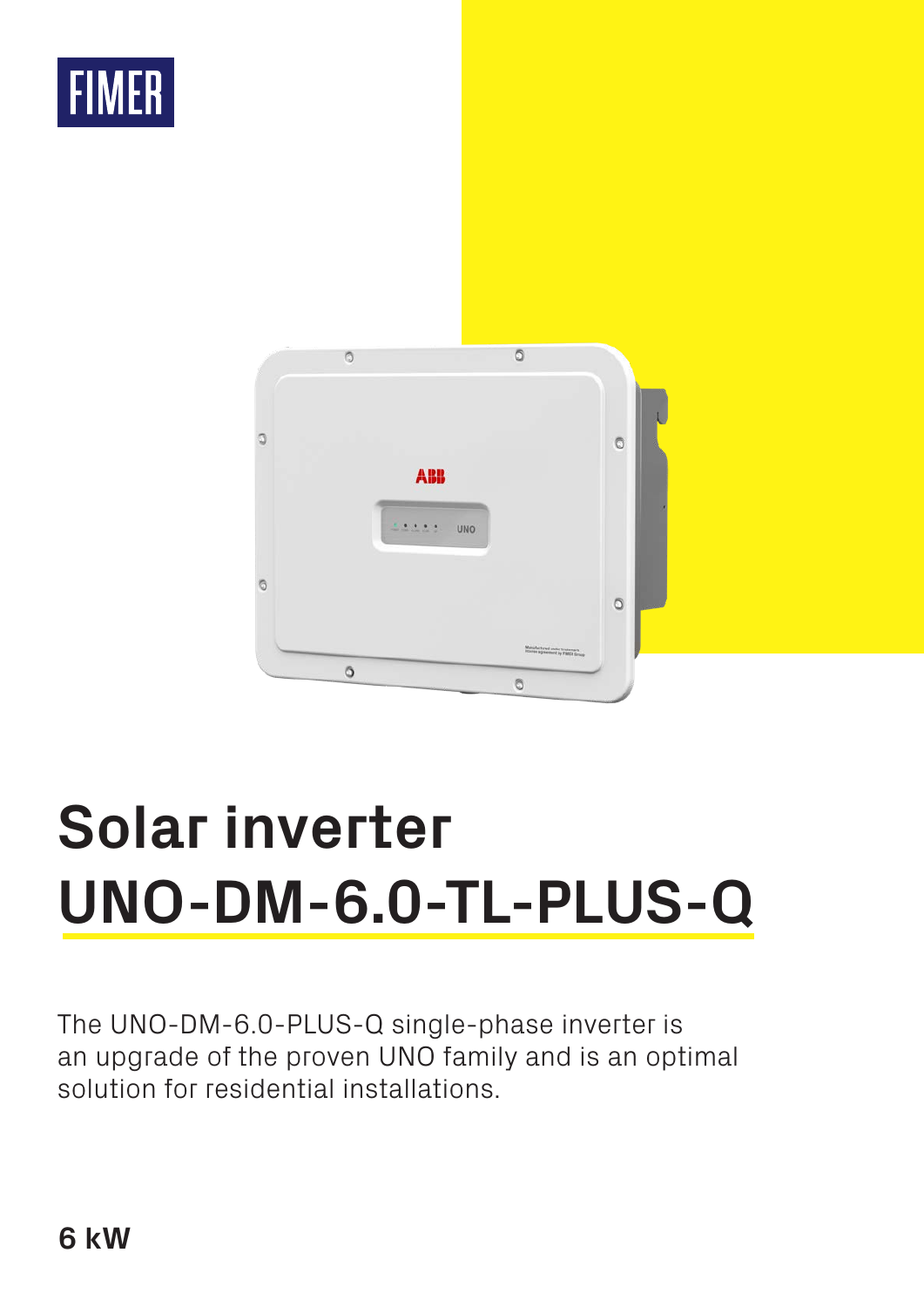FIMER

# Solar inverter UNO-DM-6.0-TL-PLUS-Q

The UNO-DM-6.0-PLUS-Q single-phase inverter is an upgrade of the proven UNO family and is an optimal solution for residential installations.

**6 kW**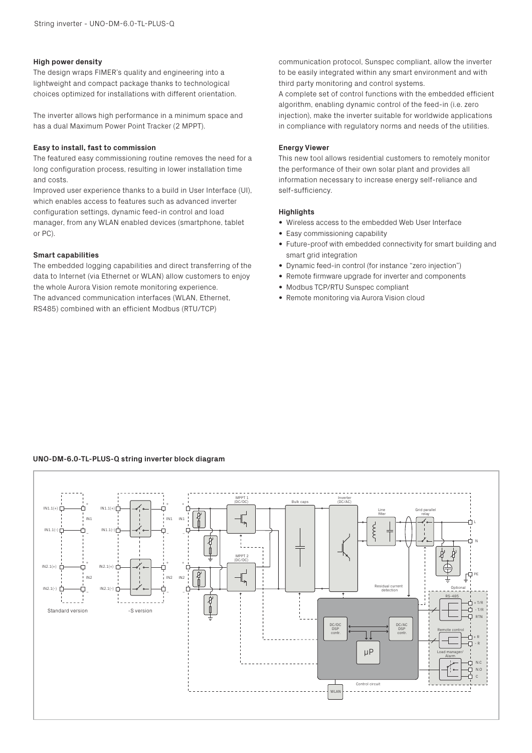### High power density

The design wraps FIMER's quality and engineering into a lightweight and compact package thanks to technological choices optimized for installations with different orientation.

The inverter allows high performance in a minimum space and has a dual Maximum Power Point Tracker (2 MPPT).

### Easy to install, fast to commission

The featured easy commissioning routine removes the need for a long configuration process, resulting in lower installation time and costs.

Improved user experience thanks to a build in User Interface (UI), which enables access to features such as advanced inverter configuration settings, dynamic feed-in control and load manager, from any WLAN enabled devices (smartphone, tablet or PC).

### Smart capabilities

The embedded logging capabilities and direct transferring of the data to Internet (via Ethernet or WLAN) allow customers to enjoy the whole Aurora Vision remote monitoring experience.
The advanced communication interfaces (WLAN, Ethernet, RS485) combined with an efficient Modbus (RTU/TCP) communication protocol, Sunspec compliant, allow the inverter to be easily integrated within any smart environment and with third party monitoring and control systems.
A complete set of control functions with the embedded efficient algorithm, enabling dynamic control of the feed-in (i.e. zero injection), make the inverter suitable for worldwide applications in compliance with regulatory norms and needs of the utilities.

### Energy Viewer

This new tool allows residential customers to remotely monitor the performance of their own solar plant and provides all information necessary to increase energy self-reliance and self-sufficiency.

### Highlights

- Wireless access to the embedded Web User Interface
- Easy commissioning capability
- Future-proof with embedded connectivity for smart building and smart grid integration
- Dynamic feed-in control (for instance "zero injection")
- Remote firmware upgrade for inverter and components
- Modbus TCP/RTU Sunspec compliant
- Remote monitoring via Aurora Vision cloud

### UNO-DM-6.0-TL-PLUS-Q string inverter block diagram

Standard version | -S version

MPPT 1 (DC/DC), MPPT 2 (DC/DC), Bulk caps, Inverter (DC/AC), Line filter, Grid parallel relay, Residual current detection, Optional, RS-485, Remote control, Load manager/ Alarm, DC/DC DSP contr., DC/AC DSP contr., µP, Control circuit, WLAN

IN1.1(+), IN1.1(-), IN2.1(+), IN2.1(-), IN1, IN2, L, N, PE, + T/R, - T/R, RTN, + R, - R, N.C, N.O, C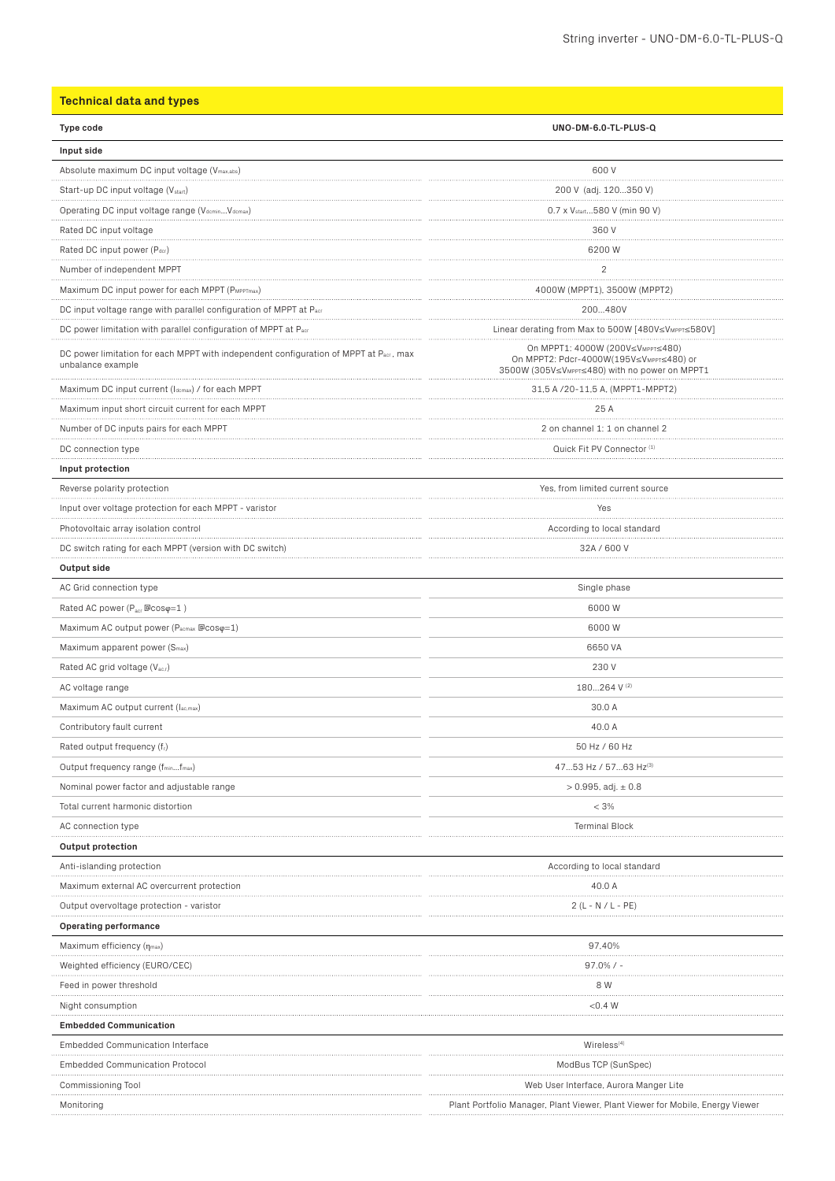## Technical data and types

| Type code | UNO-DM-6.0-TL-PLUS-Q |
|---|---|
| **Input side** | |
| Absolute maximum DC input voltage ($V_{max,abs}$) | 600 V |
| Start-up DC input voltage ($V_{start}$) | 200 V (adj. 120...350 V) |
| Operating DC input voltage range ($V_{dcmin}$...$V_{dcmax}$) | 0.7 x $V_{start}$...580 V (min 90 V) |
| Rated DC input voltage | 360 V |
| Rated DC input power ($P_{dcr}$) | 6200 W |
| Number of independent MPPT | 2 |
| Maximum DC input power for each MPPT ($P_{MPPTmax}$) | 4000W (MPPT1), 3500W (MPPT2) |
| DC input voltage range with parallel configuration of MPPT at $P_{acr}$ | 200...480V |
| DC power limitation with parallel configuration of MPPT at $P_{acr}$ | Linear derating from Max to 500W [480V≤$V_{MPPT}$≤580V] |
| DC power limitation for each MPPT with independent configuration of MPPT at $P_{acr}$, max unbalance example | On MPPT1: 4000W (200V≤$V_{MPPT}$≤480) On MPPT2: Pdcr-4000W(195V≤$V_{MPPT}$≤480) or 3500W (305V≤$V_{MPPT}$≤480) with no power on MPPT1 |
| Maximum DC input current ($I_{dcmax}$) / for each MPPT | 31,5 A /20-11,5 A, (MPPT1-MPPT2) |
| Maximum input short circuit current for each MPPT | 25 A |
| Number of DC inputs pairs for each MPPT | 2 on channel 1: 1 on channel 2 |
| DC connection type | Quick Fit PV Connector [1] |
| **Input protection** | |
| Reverse polarity protection | Yes, from limited current source |
| Input over voltage protection for each MPPT - varistor | Yes |
| Photovoltaic array isolation control | According to local standard |
| DC switch rating for each MPPT (version with DC switch) | 32A / 600 V |
| **Output side** | |
| AC Grid connection type | Single phase |
| Rated AC power ($P_{acr}$ @cosφ=1 ) | 6000 W |
| Maximum AC output power ($P_{acmax}$ @cosφ=1) | 6000 W |
| Maximum apparent power ($S_{max}$) | 6650 VA |
| Rated AC grid voltage ($V_{ac,r}$) | 230 V |
| AC voltage range | 180...264 V [2] |
| Maximum AC output current ($I_{ac,max}$) | 30.0 A |
| Contributory fault current | 40.0 A |
| Rated output frequency ($f_r$) | 50 Hz / 60 Hz |
| Output frequency range ($f_{min}$...$f_{max}$) | 47...53 Hz / 57...63 Hz[3] |
| Nominal power factor and adjustable range | > 0.995, adj. ± 0.8 |
| Total current harmonic distortion | < 3% |
| AC connection type | Terminal Block |
| **Output protection** | |
| Anti-islanding protection | According to local standard |
| Maximum external AC overcurrent protection | 40.0 A |
| Output overvoltage protection - varistor | 2 (L - N / L - PE) |
| **Operating performance** | |
| Maximum efficiency ($\eta_{max}$) | 97.40% |
| Weighted efficiency (EURO/CEC) | 97.0% / - |
| Feed in power threshold | 8 W |
| Night consumption | <0.4 W |
| **Embedded Communication** | |
| Embedded Communication Interface | Wireless[4] |
| Embedded Communication Protocol | ModBus TCP (SunSpec) |
| Commissioning Tool | Web User Interface, Aurora Manger Lite |
| Monitoring | Plant Portfolio Manager, Plant Viewer, Plant Viewer for Mobile, Energy Viewer |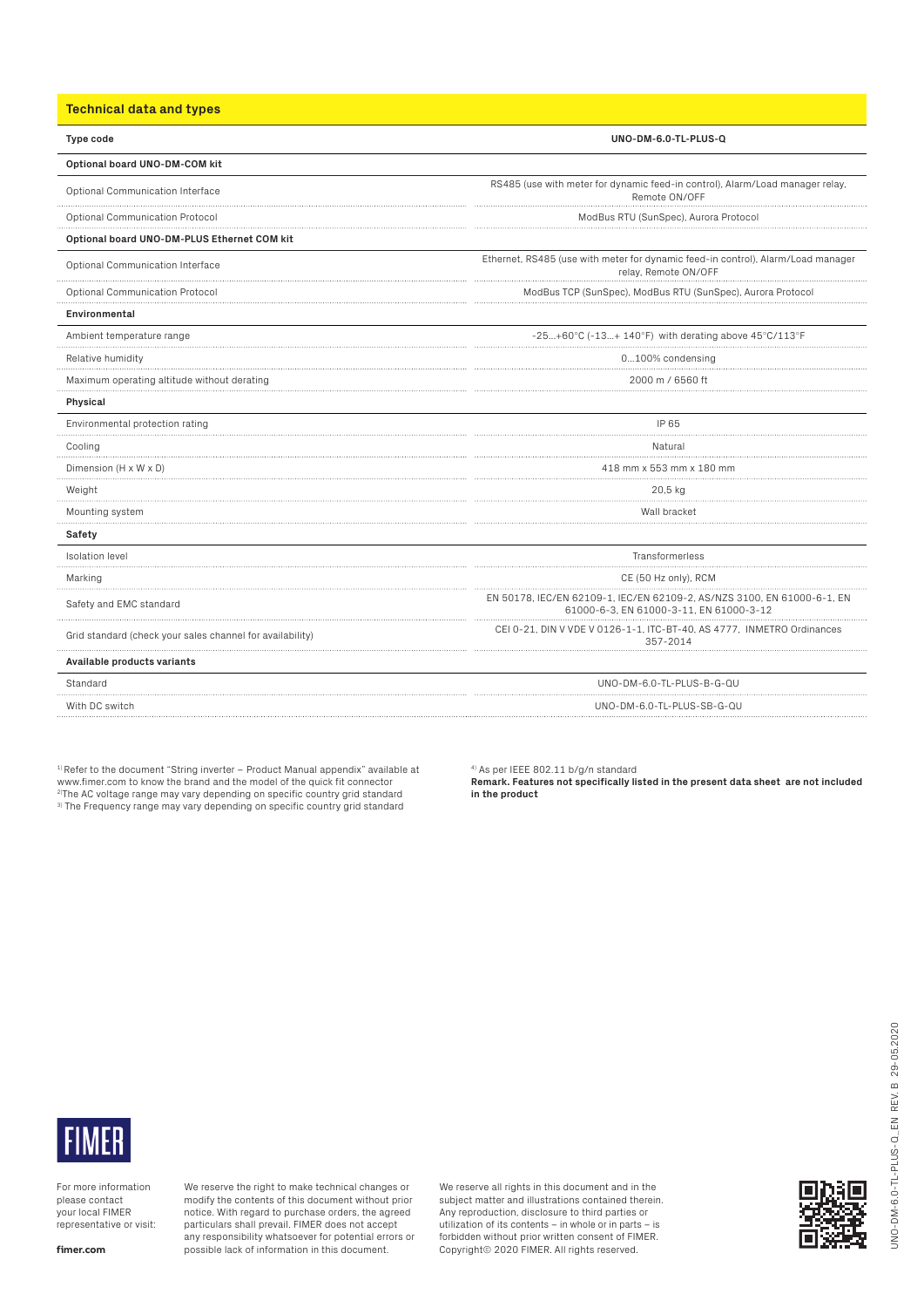## Technical data and types

| Type code | UNO-DM-6.0-TL-PLUS-Q |
| --- | --- |
| **Optional board UNO-DM-COM kit** | |
| Optional Communication Interface | RS485 (use with meter for dynamic feed-in control), Alarm/Load manager relay, Remote ON/OFF |
| Optional Communication Protocol | ModBus RTU (SunSpec), Aurora Protocol |
| **Optional board UNO-DM-PLUS Ethernet COM kit** | |
| Optional Communication Interface | Ethernet, RS485 (use with meter for dynamic feed-in control), Alarm/Load manager relay, Remote ON/OFF |
| Optional Communication Protocol | ModBus TCP (SunSpec), ModBus RTU (SunSpec), Aurora Protocol |
| **Environmental** | |
| Ambient temperature range | -25...+60°C (-13...+ 140°F) with derating above 45°C/113°F |
| Relative humidity | 0...100% condensing |
| Maximum operating altitude without derating | 2000 m / 6560 ft |
| **Physical** | |
| Environmental protection rating | IP 65 |
| Cooling | Natural |
| Dimension (H x W x D) | 418 mm x 553 mm x 180 mm |
| Weight | 20,5 kg |
| Mounting system | Wall bracket |
| **Safety** | |
| Isolation level | Transformerless |
| Marking | CE (50 Hz only), RCM |
| Safety and EMC standard | EN 50178, IEC/EN 62109-1, IEC/EN 62109-2, AS/NZS 3100, EN 61000-6-1, EN 61000-6-3, EN 61000-3-11, EN 61000-3-12 |
| Grid standard (check your sales channel for availability) | CEI 0-21, DIN V VDE V 0126-1-1, ITC-BT-40, AS 4777, INMETRO Ordinances 357-2014 |
| **Available products variants** | |
| Standard | UNO-DM-6.0-TL-PLUS-B-G-QU |
| With DC switch | UNO-DM-6.0-TL-PLUS-SB-G-QU |

[1] Refer to the document "String inverter – Product Manual appendix" available at www.fimer.com to know the brand and the model of the quick fit connector
[2] The AC voltage range may vary depending on specific country grid standard
[3] The Frequency range may vary depending on specific country grid standard
[4] As per IEEE 802.11 b/g/n standard

**Remark. Features not specifically listed in the present data sheet are not included in the product**

FIMER

For more information please contact your local FIMER representative or visit:

**fimer.com**

We reserve the right to make technical changes or modify the contents of this document without prior notice. With regard to purchase orders, the agreed particulars shall prevail. FIMER does not accept any responsibility whatsoever for potential errors or possible lack of information in this document.

We reserve all rights in this document and in the subject matter and illustrations contained therein. Any reproduction, disclosure to third parties or utilization of its contents – in whole or in parts – is forbidden without prior written consent of FIMER. Copyright© 2020 FIMER. All rights reserved.

UNO-DM-6.0-TL-PLUS-Q_EN REV. B 29-05.2020